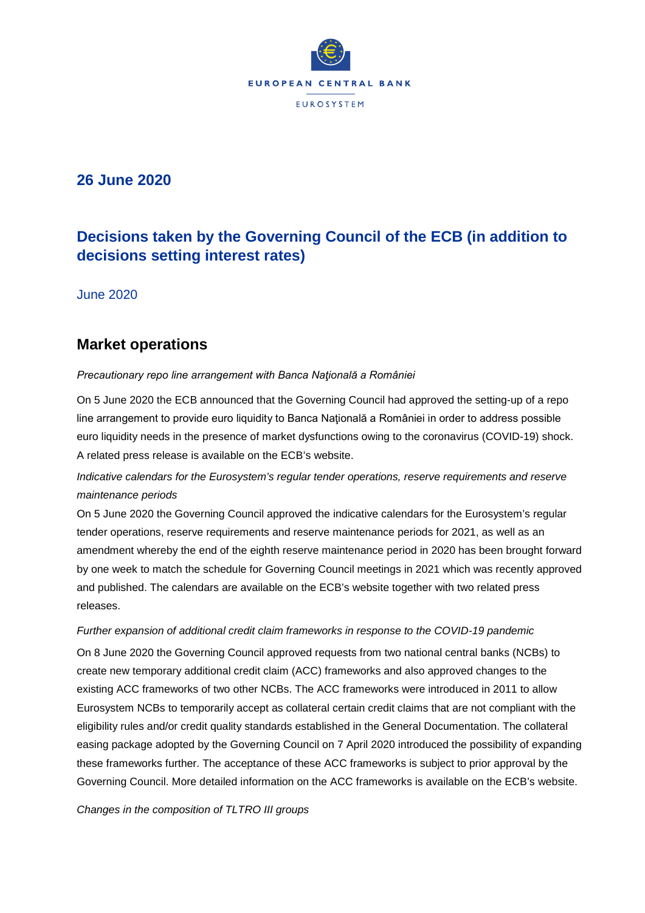## 26 June 2020

# Decisions taken by the Governing Council of the ECB (in addition to decisions setting interest rates)

June 2020

## Market operations

*Precautionary repo line arrangement with Banca Naţională a României*

On 5 June 2020 the ECB announced that the Governing Council had approved the setting-up of a repo line arrangement to provide euro liquidity to Banca Naţională a României in order to address possible euro liquidity needs in the presence of market dysfunctions owing to the coronavirus (COVID-19) shock. A related press release is available on the ECB's website.

*Indicative calendars for the Eurosystem's regular tender operations, reserve requirements and reserve maintenance periods*

On 5 June 2020 the Governing Council approved the indicative calendars for the Eurosystem's regular tender operations, reserve requirements and reserve maintenance periods for 2021, as well as an amendment whereby the end of the eighth reserve maintenance period in 2020 has been brought forward by one week to match the schedule for Governing Council meetings in 2021 which was recently approved and published. The calendars are available on the ECB's website together with two related press releases.

*Further expansion of additional credit claim frameworks in response to the COVID-19 pandemic*

On 8 June 2020 the Governing Council approved requests from two national central banks (NCBs) to create new temporary additional credit claim (ACC) frameworks and also approved changes to the existing ACC frameworks of two other NCBs. The ACC frameworks were introduced in 2011 to allow Eurosystem NCBs to temporarily accept as collateral certain credit claims that are not compliant with the eligibility rules and/or credit quality standards established in the General Documentation. The collateral easing package adopted by the Governing Council on 7 April 2020 introduced the possibility of expanding these frameworks further. The acceptance of these ACC frameworks is subject to prior approval by the Governing Council. More detailed information on the ACC frameworks is available on the ECB's website.

*Changes in the composition of TLTRO III groups*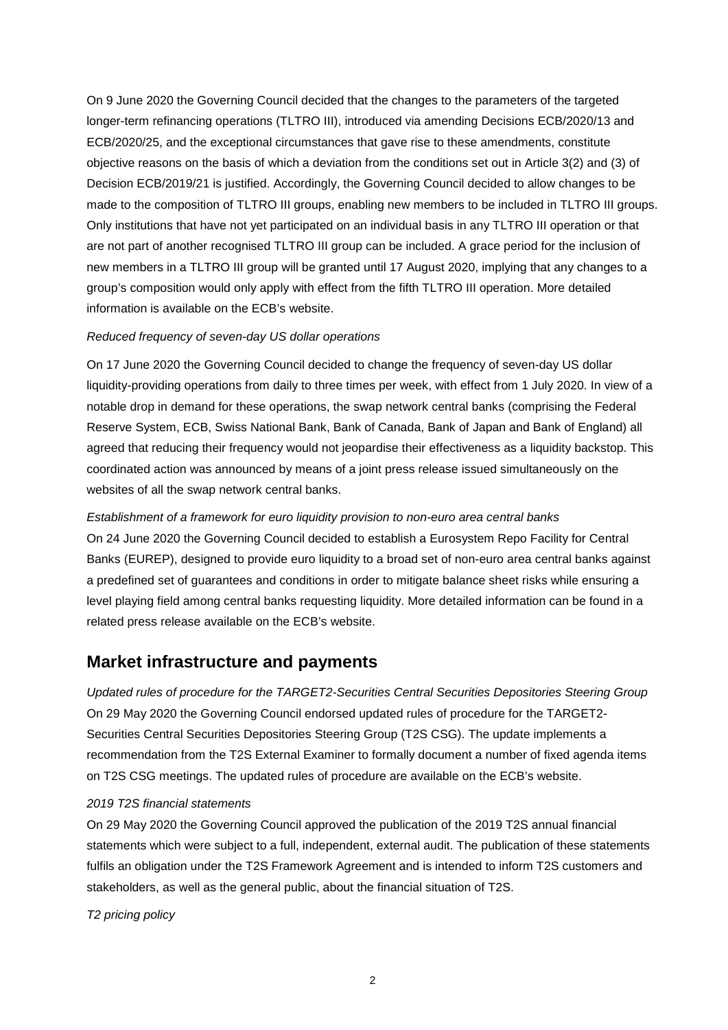On 9 June 2020 the Governing Council decided that the changes to the parameters of the targeted longer-term refinancing operations (TLTRO III), introduced via amending Decisions ECB/2020/13 and ECB/2020/25, and the exceptional circumstances that gave rise to these amendments, constitute objective reasons on the basis of which a deviation from the conditions set out in Article 3(2) and (3) of Decision ECB/2019/21 is justified. Accordingly, the Governing Council decided to allow changes to be made to the composition of TLTRO III groups, enabling new members to be included in TLTRO III groups. Only institutions that have not yet participated on an individual basis in any TLTRO III operation or that are not part of another recognised TLTRO III group can be included. A grace period for the inclusion of new members in a TLTRO III group will be granted until 17 August 2020, implying that any changes to a group's composition would only apply with effect from the fifth TLTRO III operation. More detailed information is available on the ECB's website.

*Reduced frequency of seven-day US dollar operations*

On 17 June 2020 the Governing Council decided to change the frequency of seven-day US dollar liquidity-providing operations from daily to three times per week, with effect from 1 July 2020. In view of a notable drop in demand for these operations, the swap network central banks (comprising the Federal Reserve System, ECB, Swiss National Bank, Bank of Canada, Bank of Japan and Bank of England) all agreed that reducing their frequency would not jeopardise their effectiveness as a liquidity backstop. This coordinated action was announced by means of a joint press release issued simultaneously on the websites of all the swap network central banks.

*Establishment of a framework for euro liquidity provision to non-euro area central banks*

On 24 June 2020 the Governing Council decided to establish a Eurosystem Repo Facility for Central Banks (EUREP), designed to provide euro liquidity to a broad set of non-euro area central banks against a predefined set of guarantees and conditions in order to mitigate balance sheet risks while ensuring a level playing field among central banks requesting liquidity. More detailed information can be found in a related press release available on the ECB's website.

## Market infrastructure and payments

*Updated rules of procedure for the TARGET2-Securities Central Securities Depositories Steering Group*

On 29 May 2020 the Governing Council endorsed updated rules of procedure for the TARGET2-Securities Central Securities Depositories Steering Group (T2S CSG). The update implements a recommendation from the T2S External Examiner to formally document a number of fixed agenda items on T2S CSG meetings. The updated rules of procedure are available on the ECB's website.

*2019 T2S financial statements*

On 29 May 2020 the Governing Council approved the publication of the 2019 T2S annual financial statements which were subject to a full, independent, external audit. The publication of these statements fulfils an obligation under the T2S Framework Agreement and is intended to inform T2S customers and stakeholders, as well as the general public, about the financial situation of T2S.

*T2 pricing policy*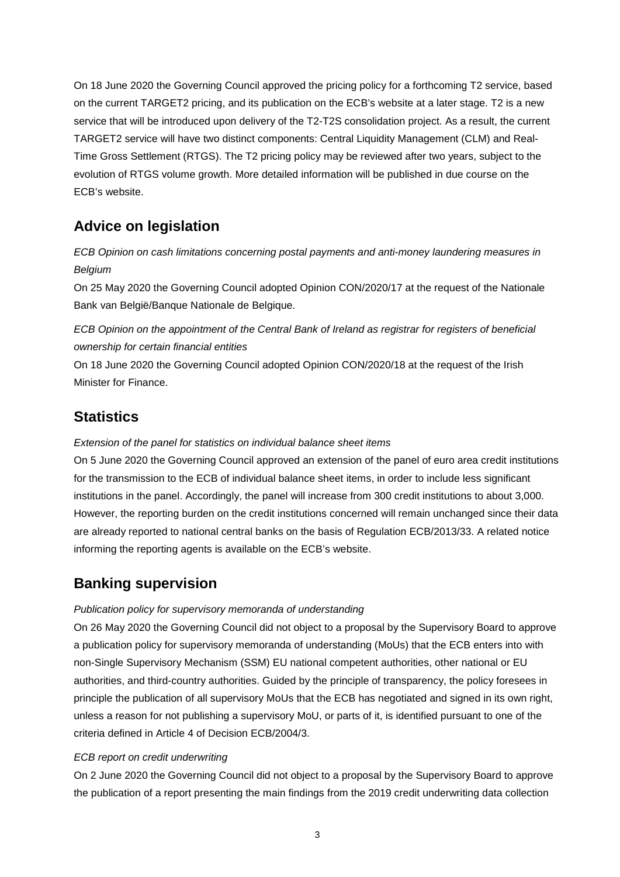On 18 June 2020 the Governing Council approved the pricing policy for a forthcoming T2 service, based on the current TARGET2 pricing, and its publication on the ECB's website at a later stage. T2 is a new service that will be introduced upon delivery of the T2-T2S consolidation project. As a result, the current TARGET2 service will have two distinct components: Central Liquidity Management (CLM) and Real-Time Gross Settlement (RTGS). The T2 pricing policy may be reviewed after two years, subject to the evolution of RTGS volume growth. More detailed information will be published in due course on the ECB's website.

## Advice on legislation

*ECB Opinion on cash limitations concerning postal payments and anti-money laundering measures in Belgium*

On 25 May 2020 the Governing Council adopted Opinion CON/2020/17 at the request of the Nationale Bank van België/Banque Nationale de Belgique.

*ECB Opinion on the appointment of the Central Bank of Ireland as registrar for registers of beneficial ownership for certain financial entities*

On 18 June 2020 the Governing Council adopted Opinion CON/2020/18 at the request of the Irish Minister for Finance.

## Statistics

*Extension of the panel for statistics on individual balance sheet items*

On 5 June 2020 the Governing Council approved an extension of the panel of euro area credit institutions for the transmission to the ECB of individual balance sheet items, in order to include less significant institutions in the panel. Accordingly, the panel will increase from 300 credit institutions to about 3,000. However, the reporting burden on the credit institutions concerned will remain unchanged since their data are already reported to national central banks on the basis of Regulation ECB/2013/33. A related notice informing the reporting agents is available on the ECB's website.

## Banking supervision

*Publication policy for supervisory memoranda of understanding*

On 26 May 2020 the Governing Council did not object to a proposal by the Supervisory Board to approve a publication policy for supervisory memoranda of understanding (MoUs) that the ECB enters into with non-Single Supervisory Mechanism (SSM) EU national competent authorities, other national or EU authorities, and third-country authorities. Guided by the principle of transparency, the policy foresees in principle the publication of all supervisory MoUs that the ECB has negotiated and signed in its own right, unless a reason for not publishing a supervisory MoU, or parts of it, is identified pursuant to one of the criteria defined in Article 4 of Decision ECB/2004/3.

*ECB report on credit underwriting*

On 2 June 2020 the Governing Council did not object to a proposal by the Supervisory Board to approve the publication of a report presenting the main findings from the 2019 credit underwriting data collection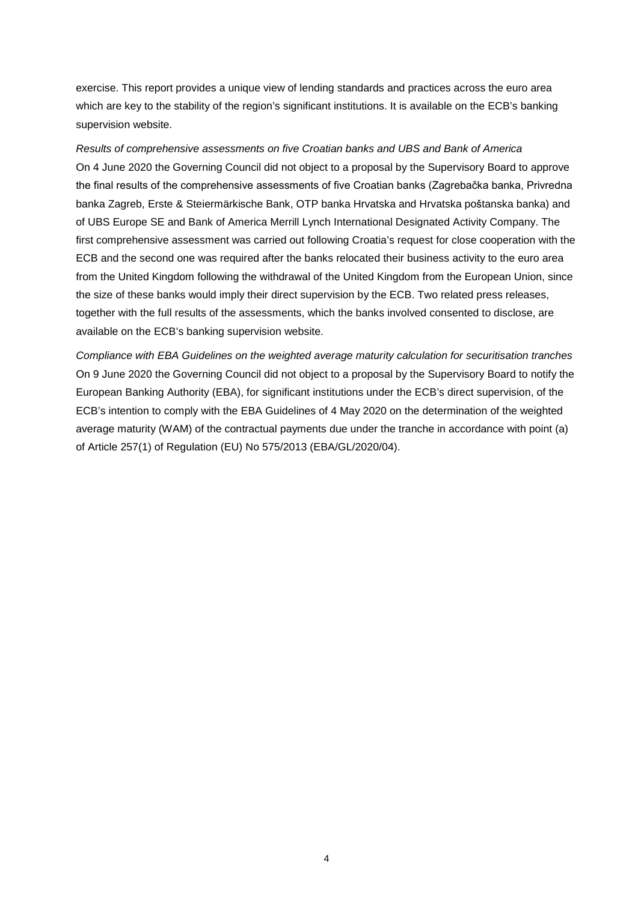exercise. This report provides a unique view of lending standards and practices across the euro area which are key to the stability of the region's significant institutions. It is available on the ECB's banking supervision website.

*Results of comprehensive assessments on five Croatian banks and UBS and Bank of America*

On 4 June 2020 the Governing Council did not object to a proposal by the Supervisory Board to approve the final results of the comprehensive assessments of five Croatian banks (Zagrebačka banka, Privredna banka Zagreb, Erste & Steiermärkische Bank, OTP banka Hrvatska and Hrvatska poštanska banka) and of UBS Europe SE and Bank of America Merrill Lynch International Designated Activity Company. The first comprehensive assessment was carried out following Croatia's request for close cooperation with the ECB and the second one was required after the banks relocated their business activity to the euro area from the United Kingdom following the withdrawal of the United Kingdom from the European Union, since the size of these banks would imply their direct supervision by the ECB. Two related press releases, together with the full results of the assessments, which the banks involved consented to disclose, are available on the ECB's banking supervision website.

*Compliance with EBA Guidelines on the weighted average maturity calculation for securitisation tranches*

On 9 June 2020 the Governing Council did not object to a proposal by the Supervisory Board to notify the European Banking Authority (EBA), for significant institutions under the ECB's direct supervision, of the ECB's intention to comply with the EBA Guidelines of 4 May 2020 on the determination of the weighted average maturity (WAM) of the contractual payments due under the tranche in accordance with point (a) of Article 257(1) of Regulation (EU) No 575/2013 (EBA/GL/2020/04).